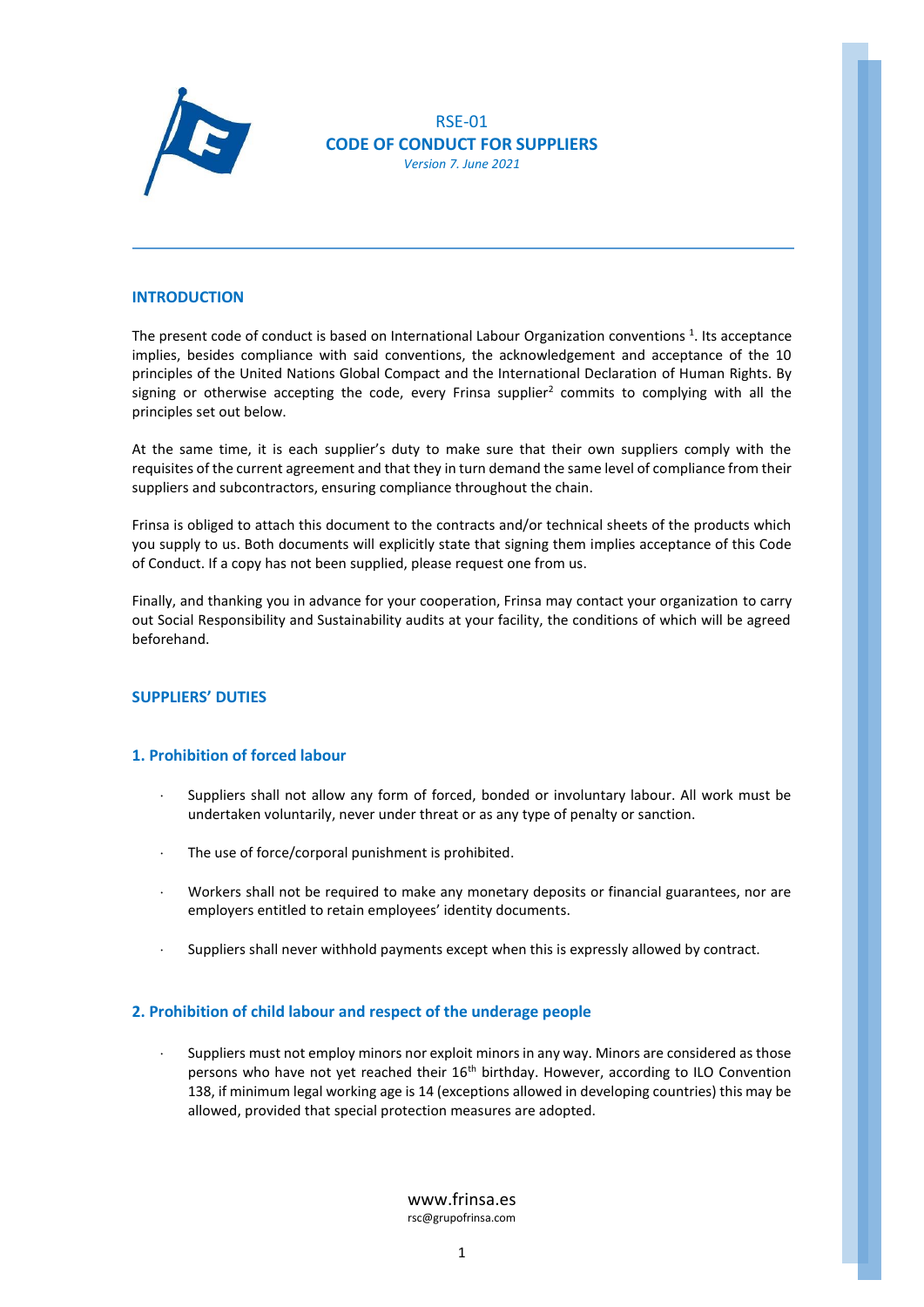RSE-01

# CODE OF CONDUCT FOR SUPPLIERS

*Version 7. June 2021*

## INTRODUCTION

The present code of conduct is based on International Labour Organization conventions [1]. Its acceptance implies, besides compliance with said conventions, the acknowledgement and acceptance of the 10 principles of the United Nations Global Compact and the International Declaration of Human Rights. By signing or otherwise accepting the code, every Frinsa supplier[2] commits to complying with all the principles set out below.

At the same time, it is each supplier's duty to make sure that their own suppliers comply with the requisites of the current agreement and that they in turn demand the same level of compliance from their suppliers and subcontractors, ensuring compliance throughout the chain.

Frinsa is obliged to attach this document to the contracts and/or technical sheets of the products which you supply to us. Both documents will explicitly state that signing them implies acceptance of this Code of Conduct. If a copy has not been supplied, please request one from us.

Finally, and thanking you in advance for your cooperation, Frinsa may contact your organization to carry out Social Responsibility and Sustainability audits at your facility, the conditions of which will be agreed beforehand.

## SUPPLIERS' DUTIES

### 1. Prohibition of forced labour

- Suppliers shall not allow any form of forced, bonded or involuntary labour. All work must be undertaken voluntarily, never under threat or as any type of penalty or sanction.
- The use of force/corporal punishment is prohibited.
- Workers shall not be required to make any monetary deposits or financial guarantees, nor are employers entitled to retain employees' identity documents.
- Suppliers shall never withhold payments except when this is expressly allowed by contract.

### 2. Prohibition of child labour and respect of the underage people

- Suppliers must not employ minors nor exploit minors in any way. Minors are considered as those persons who have not yet reached their 16th birthday. However, according to ILO Convention 138, if minimum legal working age is 14 (exceptions allowed in developing countries) this may be allowed, provided that special protection measures are adopted.

www.frinsa.es
rsc@grupofrinsa.com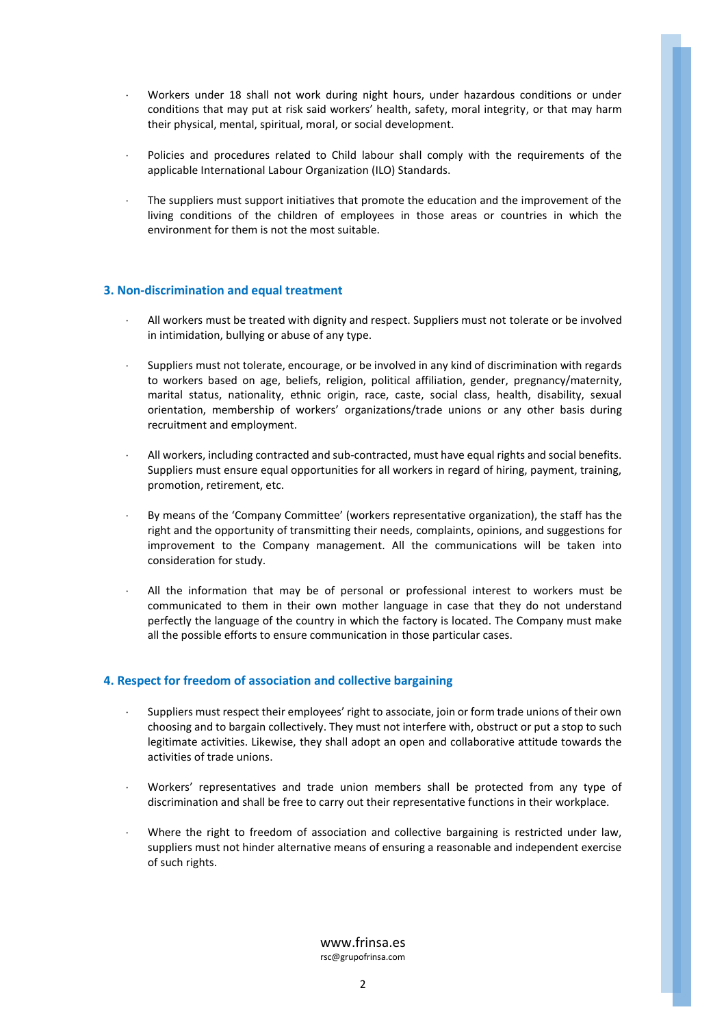- Workers under 18 shall not work during night hours, under hazardous conditions or under conditions that may put at risk said workers' health, safety, moral integrity, or that may harm their physical, mental, spiritual, moral, or social development.

- Policies and procedures related to Child labour shall comply with the requirements of the applicable International Labour Organization (ILO) Standards.

- The suppliers must support initiatives that promote the education and the improvement of the living conditions of the children of employees in those areas or countries in which the environment for them is not the most suitable.

### 3. Non-discrimination and equal treatment

- All workers must be treated with dignity and respect. Suppliers must not tolerate or be involved in intimidation, bullying or abuse of any type.

- Suppliers must not tolerate, encourage, or be involved in any kind of discrimination with regards to workers based on age, beliefs, religion, political affiliation, gender, pregnancy/maternity, marital status, nationality, ethnic origin, race, caste, social class, health, disability, sexual orientation, membership of workers' organizations/trade unions or any other basis during recruitment and employment.

- All workers, including contracted and sub-contracted, must have equal rights and social benefits. Suppliers must ensure equal opportunities for all workers in regard of hiring, payment, training, promotion, retirement, etc.

- By means of the 'Company Committee' (workers representative organization), the staff has the right and the opportunity of transmitting their needs, complaints, opinions, and suggestions for improvement to the Company management. All the communications will be taken into consideration for study.

- All the information that may be of personal or professional interest to workers must be communicated to them in their own mother language in case that they do not understand perfectly the language of the country in which the factory is located. The Company must make all the possible efforts to ensure communication in those particular cases.

### 4. Respect for freedom of association and collective bargaining

- Suppliers must respect their employees' right to associate, join or form trade unions of their own choosing and to bargain collectively. They must not interfere with, obstruct or put a stop to such legitimate activities. Likewise, they shall adopt an open and collaborative attitude towards the activities of trade unions.

- Workers' representatives and trade union members shall be protected from any type of discrimination and shall be free to carry out their representative functions in their workplace.

- Where the right to freedom of association and collective bargaining is restricted under law, suppliers must not hinder alternative means of ensuring a reasonable and independent exercise of such rights.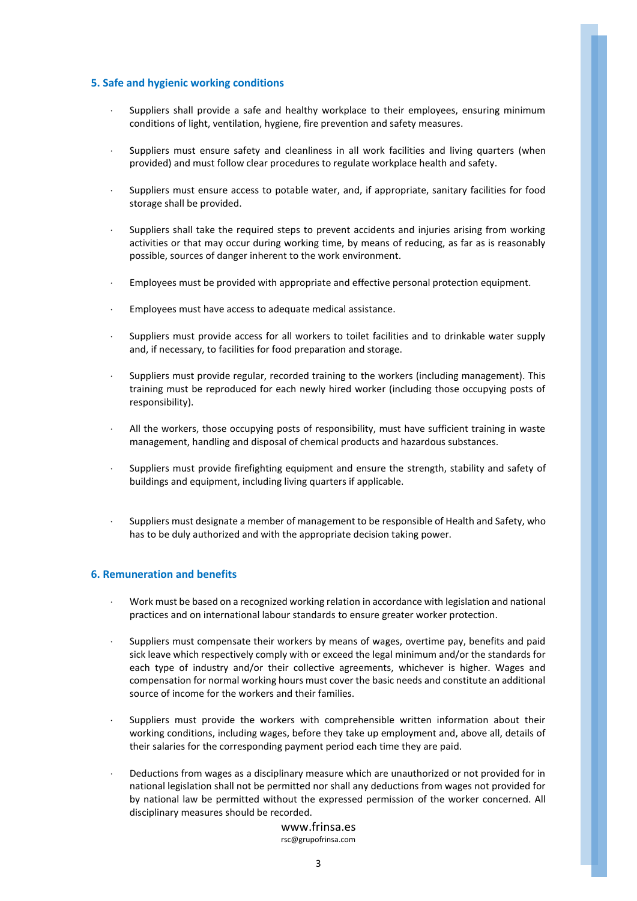## 5. Safe and hygienic working conditions

- Suppliers shall provide a safe and healthy workplace to their employees, ensuring minimum conditions of light, ventilation, hygiene, fire prevention and safety measures.
- Suppliers must ensure safety and cleanliness in all work facilities and living quarters (when provided) and must follow clear procedures to regulate workplace health and safety.
- Suppliers must ensure access to potable water, and, if appropriate, sanitary facilities for food storage shall be provided.
- Suppliers shall take the required steps to prevent accidents and injuries arising from working activities or that may occur during working time, by means of reducing, as far as is reasonably possible, sources of danger inherent to the work environment.
- Employees must be provided with appropriate and effective personal protection equipment.
- Employees must have access to adequate medical assistance.
- Suppliers must provide access for all workers to toilet facilities and to drinkable water supply and, if necessary, to facilities for food preparation and storage.
- Suppliers must provide regular, recorded training to the workers (including management). This training must be reproduced for each newly hired worker (including those occupying posts of responsibility).
- All the workers, those occupying posts of responsibility, must have sufficient training in waste management, handling and disposal of chemical products and hazardous substances.
- Suppliers must provide firefighting equipment and ensure the strength, stability and safety of buildings and equipment, including living quarters if applicable.
- Suppliers must designate a member of management to be responsible of Health and Safety, who has to be duly authorized and with the appropriate decision taking power.

## 6. Remuneration and benefits

- Work must be based on a recognized working relation in accordance with legislation and national practices and on international labour standards to ensure greater worker protection.
- Suppliers must compensate their workers by means of wages, overtime pay, benefits and paid sick leave which respectively comply with or exceed the legal minimum and/or the standards for each type of industry and/or their collective agreements, whichever is higher. Wages and compensation for normal working hours must cover the basic needs and constitute an additional source of income for the workers and their families.
- Suppliers must provide the workers with comprehensible written information about their working conditions, including wages, before they take up employment and, above all, details of their salaries for the corresponding payment period each time they are paid.
- Deductions from wages as a disciplinary measure which are unauthorized or not provided for in national legislation shall not be permitted nor shall any deductions from wages not provided for by national law be permitted without the expressed permission of the worker concerned. All disciplinary measures should be recorded.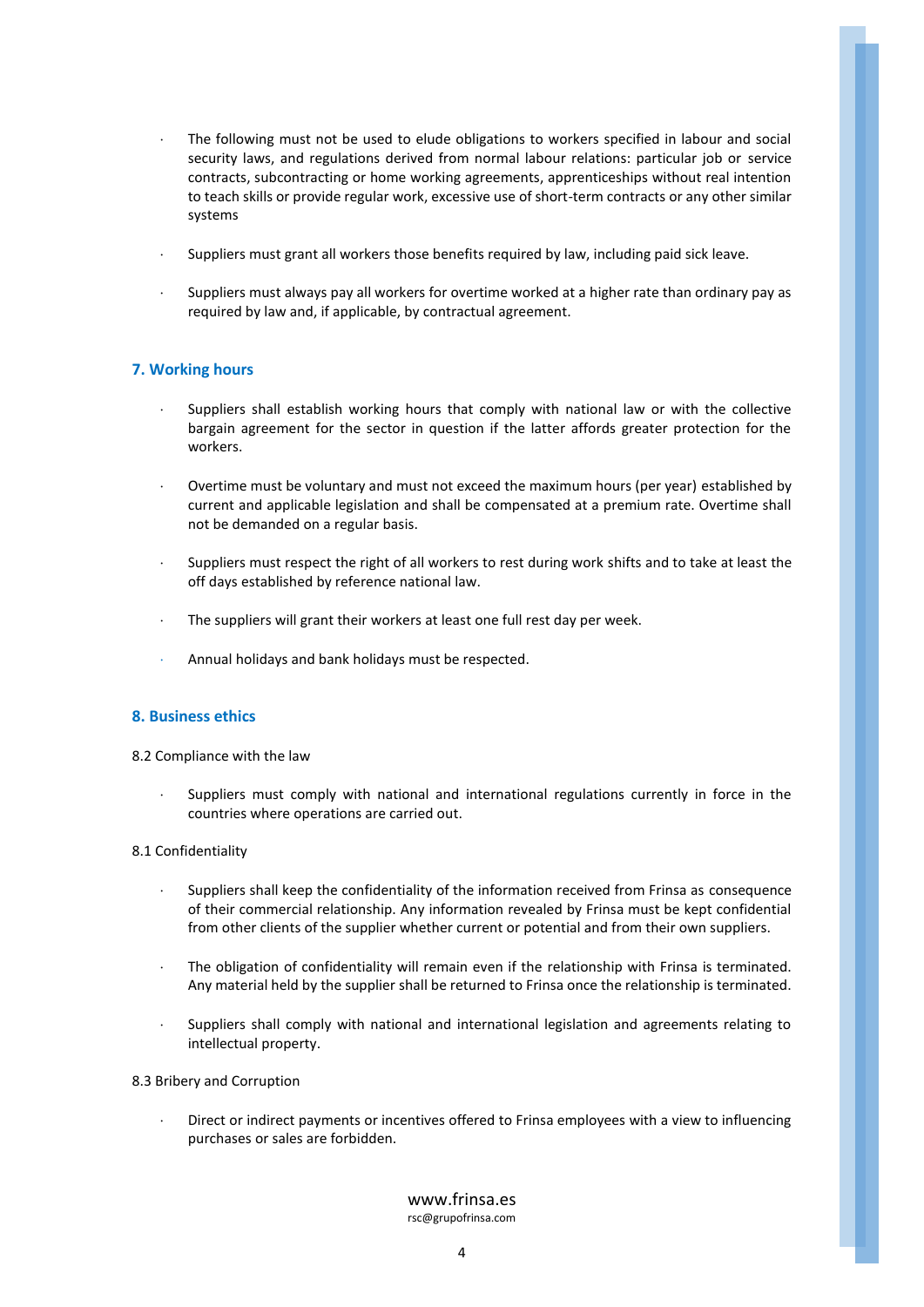- The following must not be used to elude obligations to workers specified in labour and social security laws, and regulations derived from normal labour relations: particular job or service contracts, subcontracting or home working agreements, apprenticeships without real intention to teach skills or provide regular work, excessive use of short-term contracts or any other similar systems

- Suppliers must grant all workers those benefits required by law, including paid sick leave.

- Suppliers must always pay all workers for overtime worked at a higher rate than ordinary pay as required by law and, if applicable, by contractual agreement.

## 7. Working hours

- Suppliers shall establish working hours that comply with national law or with the collective bargain agreement for the sector in question if the latter affords greater protection for the workers.

- Overtime must be voluntary and must not exceed the maximum hours (per year) established by current and applicable legislation and shall be compensated at a premium rate. Overtime shall not be demanded on a regular basis.

- Suppliers must respect the right of all workers to rest during work shifts and to take at least the off days established by reference national law.

- The suppliers will grant their workers at least one full rest day per week.

- Annual holidays and bank holidays must be respected.

## 8. Business ethics

8.2 Compliance with the law

- Suppliers must comply with national and international regulations currently in force in the countries where operations are carried out.

8.1 Confidentiality

- Suppliers shall keep the confidentiality of the information received from Frinsa as consequence of their commercial relationship. Any information revealed by Frinsa must be kept confidential from other clients of the supplier whether current or potential and from their own suppliers.

- The obligation of confidentiality will remain even if the relationship with Frinsa is terminated. Any material held by the supplier shall be returned to Frinsa once the relationship is terminated.

- Suppliers shall comply with national and international legislation and agreements relating to intellectual property.

8.3 Bribery and Corruption

- Direct or indirect payments or incentives offered to Frinsa employees with a view to influencing purchases or sales are forbidden.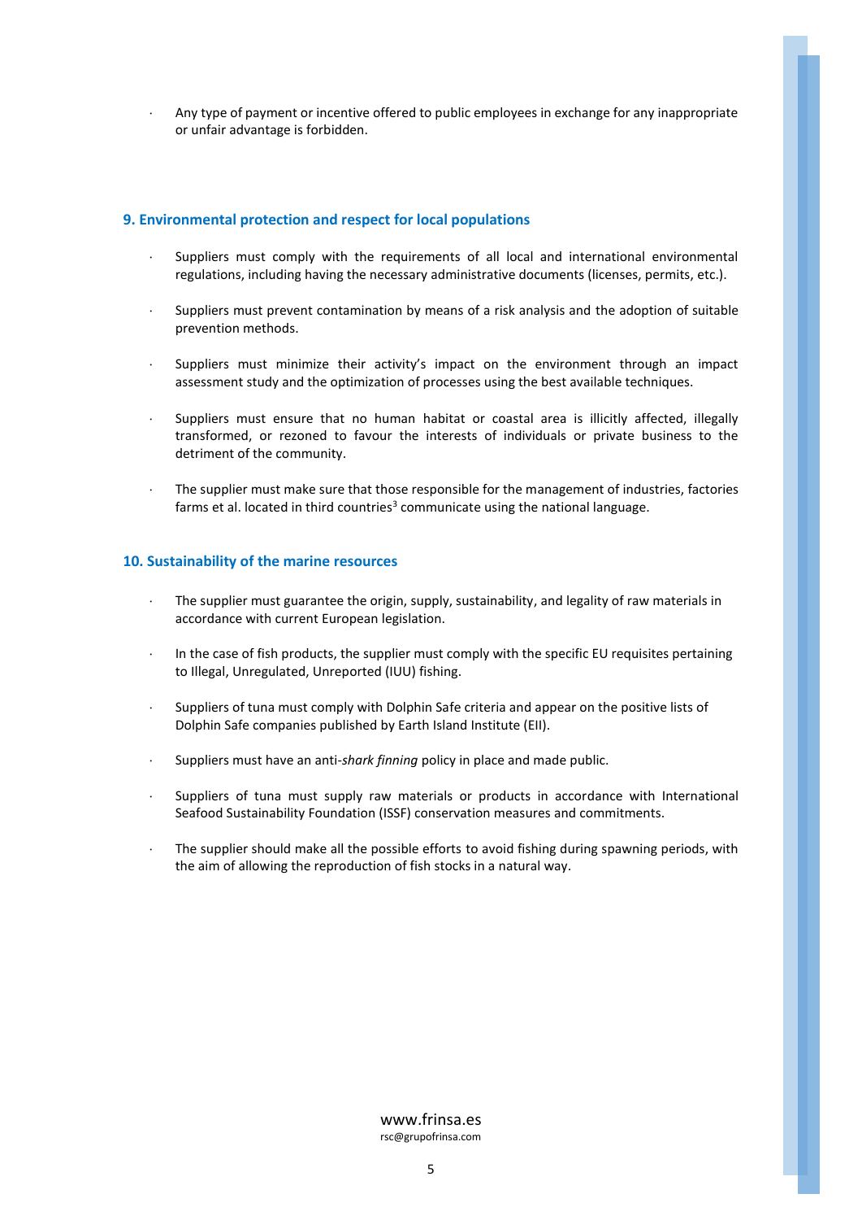- Any type of payment or incentive offered to public employees in exchange for any inappropriate or unfair advantage is forbidden.

## 9. Environmental protection and respect for local populations

- Suppliers must comply with the requirements of all local and international environmental regulations, including having the necessary administrative documents (licenses, permits, etc.).
- Suppliers must prevent contamination by means of a risk analysis and the adoption of suitable prevention methods.
- Suppliers must minimize their activity's impact on the environment through an impact assessment study and the optimization of processes using the best available techniques.
- Suppliers must ensure that no human habitat or coastal area is illicitly affected, illegally transformed, or rezoned to favour the interests of individuals or private business to the detriment of the community.
- The supplier must make sure that those responsible for the management of industries, factories farms et al. located in third countries[3] communicate using the national language.

## 10. Sustainability of the marine resources

- The supplier must guarantee the origin, supply, sustainability, and legality of raw materials in accordance with current European legislation.
- In the case of fish products, the supplier must comply with the specific EU requisites pertaining to Illegal, Unregulated, Unreported (IUU) fishing.
- Suppliers of tuna must comply with Dolphin Safe criteria and appear on the positive lists of Dolphin Safe companies published by Earth Island Institute (EII).
- Suppliers must have an anti-*shark finning* policy in place and made public.
- Suppliers of tuna must supply raw materials or products in accordance with International Seafood Sustainability Foundation (ISSF) conservation measures and commitments.
- The supplier should make all the possible efforts to avoid fishing during spawning periods, with the aim of allowing the reproduction of fish stocks in a natural way.

www.frinsa.es
rsc@grupofrinsa.com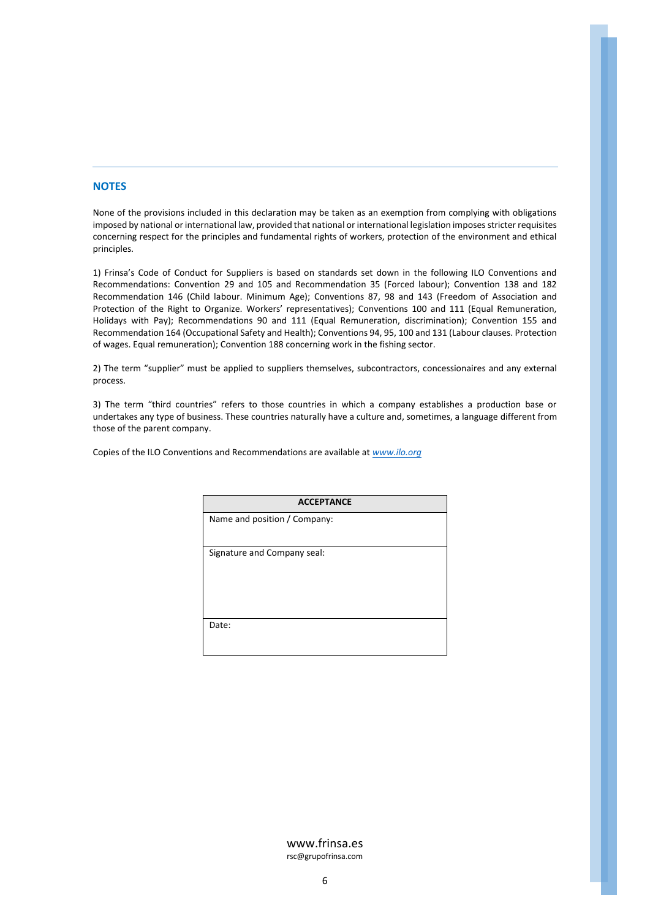## NOTES

None of the provisions included in this declaration may be taken as an exemption from complying with obligations imposed by national or international law, provided that national or international legislation imposes stricter requisites concerning respect for the principles and fundamental rights of workers, protection of the environment and ethical principles.

1) Frinsa's Code of Conduct for Suppliers is based on standards set down in the following ILO Conventions and Recommendations: Convention 29 and 105 and Recommendation 35 (Forced labour); Convention 138 and 182 Recommendation 146 (Child labour. Minimum Age); Conventions 87, 98 and 143 (Freedom of Association and Protection of the Right to Organize. Workers' representatives); Conventions 100 and 111 (Equal Remuneration, Holidays with Pay); Recommendations 90 and 111 (Equal Remuneration, discrimination); Convention 155 and Recommendation 164 (Occupational Safety and Health); Conventions 94, 95, 100 and 131 (Labour clauses. Protection of wages. Equal remuneration); Convention 188 concerning work in the fishing sector.

2) The term "supplier" must be applied to suppliers themselves, subcontractors, concessionaires and any external process.

3) The term "third countries" refers to those countries in which a company establishes a production base or undertakes any type of business. These countries naturally have a culture and, sometimes, a language different from those of the parent company.

Copies of the ILO Conventions and Recommendations are available at *www.ilo.org*

| ACCEPTANCE |
| --- |
| Name and position / Company: |
| Signature and Company seal: |
| Date: |

www.frinsa.es
rsc@grupofrinsa.com